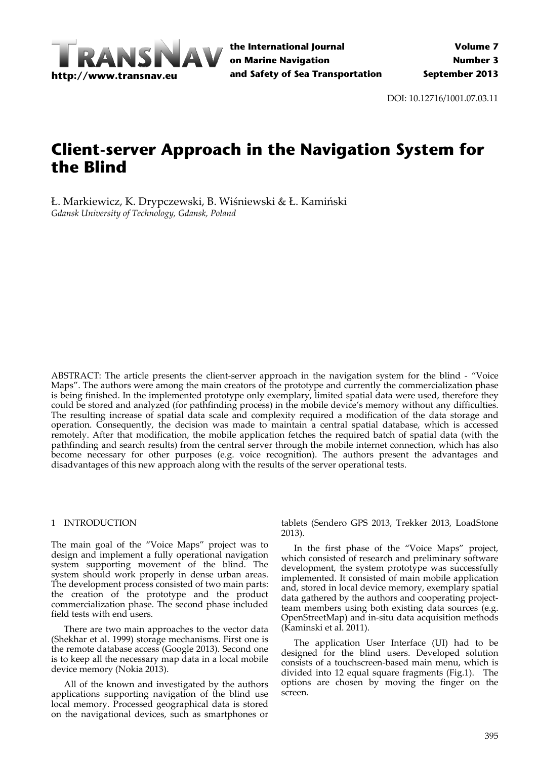# Client-server Approach in the Navigation System for the Blind

Ł. Markiewicz, K. Drypczewski, B. Wiśniewski & Ł. Kamiński

*Gdansk University of Technology, Gdansk, Poland*

ABSTRACT: The article presents the client-server approach in the navigation system for the blind - "Voice Maps". The authors were among the main creators of the prototype and currently the commercialization phase is being finished. In the implemented prototype only exemplary, limited spatial data were used, therefore they could be stored and analyzed (for pathfinding process) in the mobile device's memory without any difficulties. The resulting increase of spatial data scale and complexity required a modification of the data storage and operation. Consequently, the decision was made to maintain a central spatial database, which is accessed remotely. After that modification, the mobile application fetches the required batch of spatial data (with the pathfinding and search results) from the central server through the mobile internet connection, which has also become necessary for other purposes (e.g. voice recognition). The authors present the advantages and disadvantages of this new approach along with the results of the server operational tests.

## 1 INTRODUCTION

The main goal of the "Voice Maps" project was to design and implement a fully operational navigation system supporting movement of the blind. The system should work properly in dense urban areas. The development process consisted of two main parts: the creation of the prototype and the product commercialization phase. The second phase included field tests with end users.

There are two main approaches to the vector data (Shekhar et al. 1999) storage mechanisms. First one is the remote database access (Google 2013). Second one is to keep all the necessary map data in a local mobile device memory (Nokia 2013).

All of the known and investigated by the authors applications supporting navigation of the blind use local memory. Processed geographical data is stored on the navigational devices, such as smartphones or tablets (Sendero GPS 2013, Trekker 2013, LoadStone 2013).

In the first phase of the "Voice Maps" project, which consisted of research and preliminary software development, the system prototype was successfully implemented. It consisted of main mobile application and, stored in local device memory, exemplary spatial data gathered by the authors and cooperating project-team members using both existing data sources (e.g. OpenStreetMap) and in-situ data acquisition methods (Kaminski et al. 2011).

The application User Interface (UI) had to be designed for the blind users. Developed solution consists of a touchscreen-based main menu, which is divided into 12 equal square fragments (Fig.1). The options are chosen by moving the finger on the screen.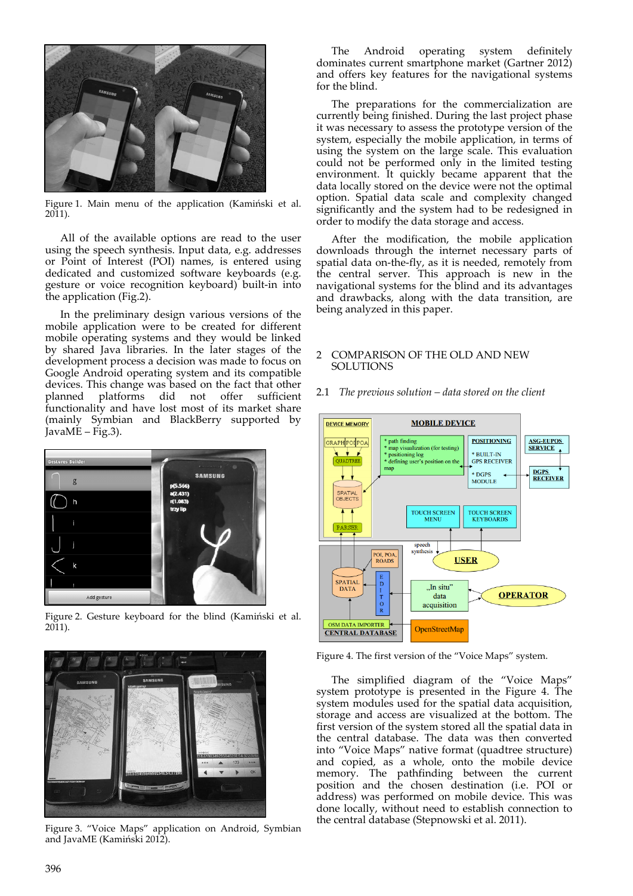Figure 1. Main menu of the application (Kamiński et al. 2011).

All of the available options are read to the user using the speech synthesis. Input data, e.g. addresses or Point of Interest (POI) names, is entered using dedicated and customized software keyboards (e.g. gesture or voice recognition keyboard) built-in into the application (Fig.2).

In the preliminary design various versions of the mobile application were to be created for different mobile operating systems and they would be linked by shared Java libraries. In the later stages of the development process a decision was made to focus on Google Android operating system and its compatible devices. This change was based on the fact that other planned platforms did not offer sufficient functionality and have lost most of its market share (mainly Symbian and BlackBerry supported by JavaME – Fig.3).

Figure 2. Gesture keyboard for the blind (Kamiński et al. 2011).

Figure 3. "Voice Maps" application on Android, Symbian and JavaME (Kamiński 2012).

The Android operating system definitely dominates current smartphone market (Gartner 2012) and offers key features for the navigational systems for the blind.

The preparations for the commercialization are currently being finished. During the last project phase it was necessary to assess the prototype version of the system, especially the mobile application, in terms of using the system on the large scale. This evaluation could not be performed only in the limited testing environment. It quickly became apparent that the data locally stored on the device were not the optimal option. Spatial data scale and complexity changed significantly and the system had to be redesigned in order to modify the data storage and access.

After the modification, the mobile application downloads through the internet necessary parts of spatial data on-the-fly, as it is needed, remotely from the central server. This approach is new in the navigational systems for the blind and its advantages and drawbacks, along with the data transition, are being analyzed in this paper.

## 2 COMPARISON OF THE OLD AND NEW SOLUTIONS

### 2.1 *The previous solution – data stored on the client*

Figure 4. The first version of the "Voice Maps" system.

The simplified diagram of the "Voice Maps" system prototype is presented in the Figure 4. The system modules used for the spatial data acquisition, storage and access are visualized at the bottom. The first version of the system stored all the spatial data in the central database. The data was then converted into "Voice Maps" native format (quadtree structure) and copied, as a whole, onto the mobile device memory. The pathfinding between the current position and the chosen destination (i.e. POI or address) was performed on mobile device. This was done locally, without need to establish connection to the central database (Stepnowski et al. 2011).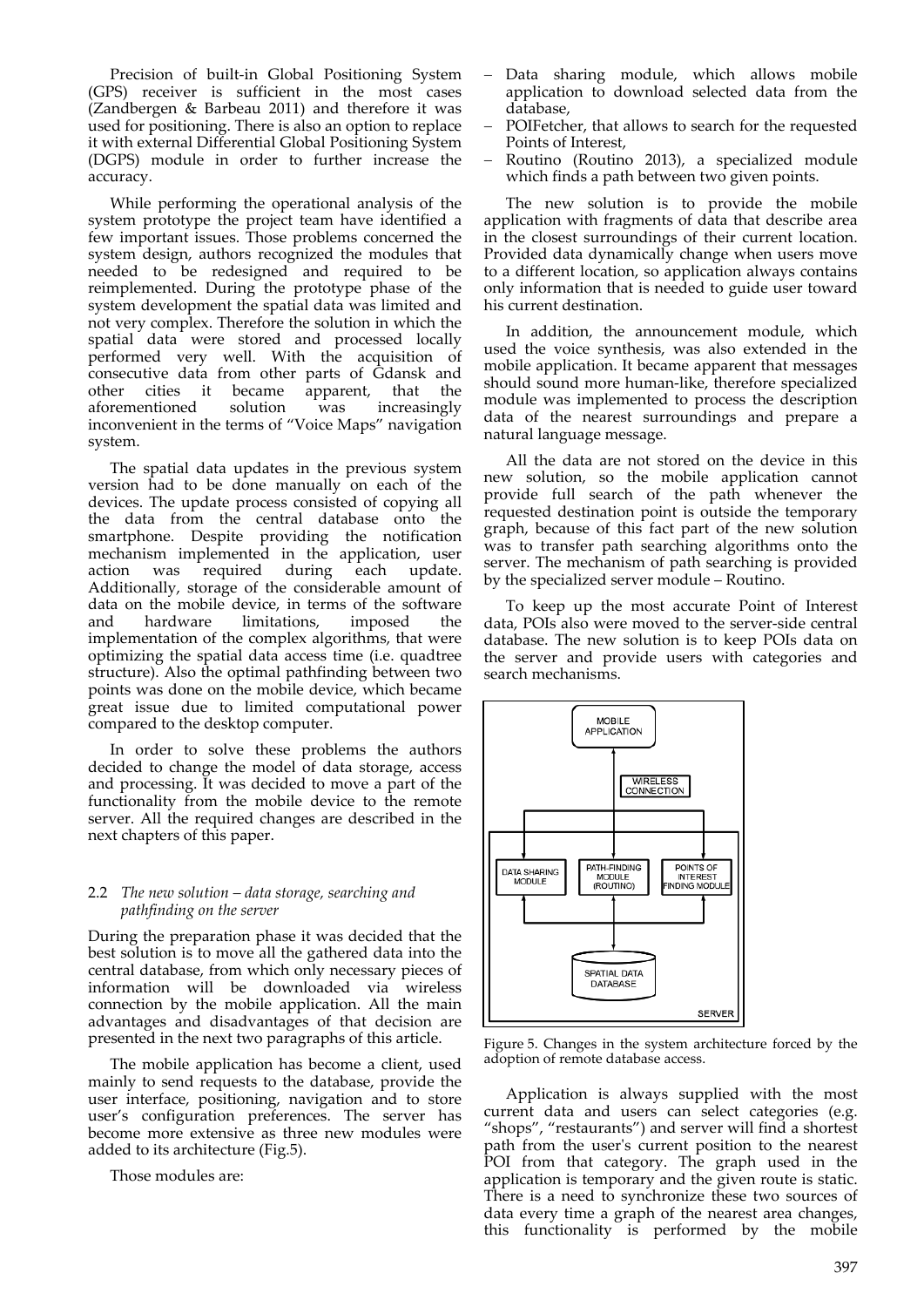Precision of built-in Global Positioning System (GPS) receiver is sufficient in the most cases (Zandbergen & Barbeau 2011) and therefore it was used for positioning. There is also an option to replace it with external Differential Global Positioning System (DGPS) module in order to further increase the accuracy.

While performing the operational analysis of the system prototype the project team have identified a few important issues. Those problems concerned the system design, authors recognized the modules that needed to be redesigned and required to be reimplemented. During the prototype phase of the system development the spatial data was limited and not very complex. Therefore the solution in which the spatial data were stored and processed locally performed very well. With the acquisition of consecutive data from other parts of Gdansk and other cities it became apparent, that the aforementioned solution was increasingly inconvenient in the terms of "Voice Maps" navigation system.

The spatial data updates in the previous system version had to be done manually on each of the devices. The update process consisted of copying all the data from the central database onto the smartphone. Despite providing the notification mechanism implemented in the application, user action was required during each update. Additionally, storage of the considerable amount of data on the mobile device, in terms of the software and hardware limitations, imposed the implementation of the complex algorithms, that were optimizing the spatial data access time (i.e. quadtree structure). Also the optimal pathfinding between two points was done on the mobile device, which became great issue due to limited computational power compared to the desktop computer.

In order to solve these problems the authors decided to change the model of data storage, access and processing. It was decided to move a part of the functionality from the mobile device to the remote server. All the required changes are described in the next chapters of this paper.

### 2.2 *The new solution – data storage, searching and pathfinding on the server*

During the preparation phase it was decided that the best solution is to move all the gathered data into the central database, from which only necessary pieces of information will be downloaded via wireless connection by the mobile application. All the main advantages and disadvantages of that decision are presented in the next two paragraphs of this article.

The mobile application has become a client, used mainly to send requests to the database, provide the user interface, positioning, navigation and to store user's configuration preferences. The server has become more extensive as three new modules were added to its architecture (Fig.5).

Those modules are:

- Data sharing module, which allows mobile application to download selected data from the database,
- POIFetcher, that allows to search for the requested Points of Interest,
- Routino (Routino 2013), a specialized module which finds a path between two given points.

The new solution is to provide the mobile application with fragments of data that describe area in the closest surroundings of their current location. Provided data dynamically change when users move to a different location, so application always contains only information that is needed to guide user toward his current destination.

In addition, the announcement module, which used the voice synthesis, was also extended in the mobile application. It became apparent that messages should sound more human-like, therefore specialized module was implemented to process the description data of the nearest surroundings and prepare a natural language message.

All the data are not stored on the device in this new solution, so the mobile application cannot provide full search of the path whenever the requested destination point is outside the temporary graph, because of this fact part of the new solution was to transfer path searching algorithms onto the server. The mechanism of path searching is provided by the specialized server module – Routino.

To keep up the most accurate Point of Interest data, POIs also were moved to the server-side central database. The new solution is to keep POIs data on the server and provide users with categories and search mechanisms.

MOBILE APPLICATION

WIRELESS CONNECTION

DATA SHARING MODULE | PATH-FINDING MODULE (ROUTINO) | POINTS OF INTEREST FINDING MODULE

SPATIAL DATA DATABASE

SERVER

Figure 5. Changes in the system architecture forced by the adoption of remote database access.

Application is always supplied with the most current data and users can select categories (e.g. "shops", "restaurants") and server will find a shortest path from the user's current position to the nearest POI from that category. The graph used in the application is temporary and the given route is static. There is a need to synchronize these two sources of data every time a graph of the nearest area changes, this functionality is performed by the mobile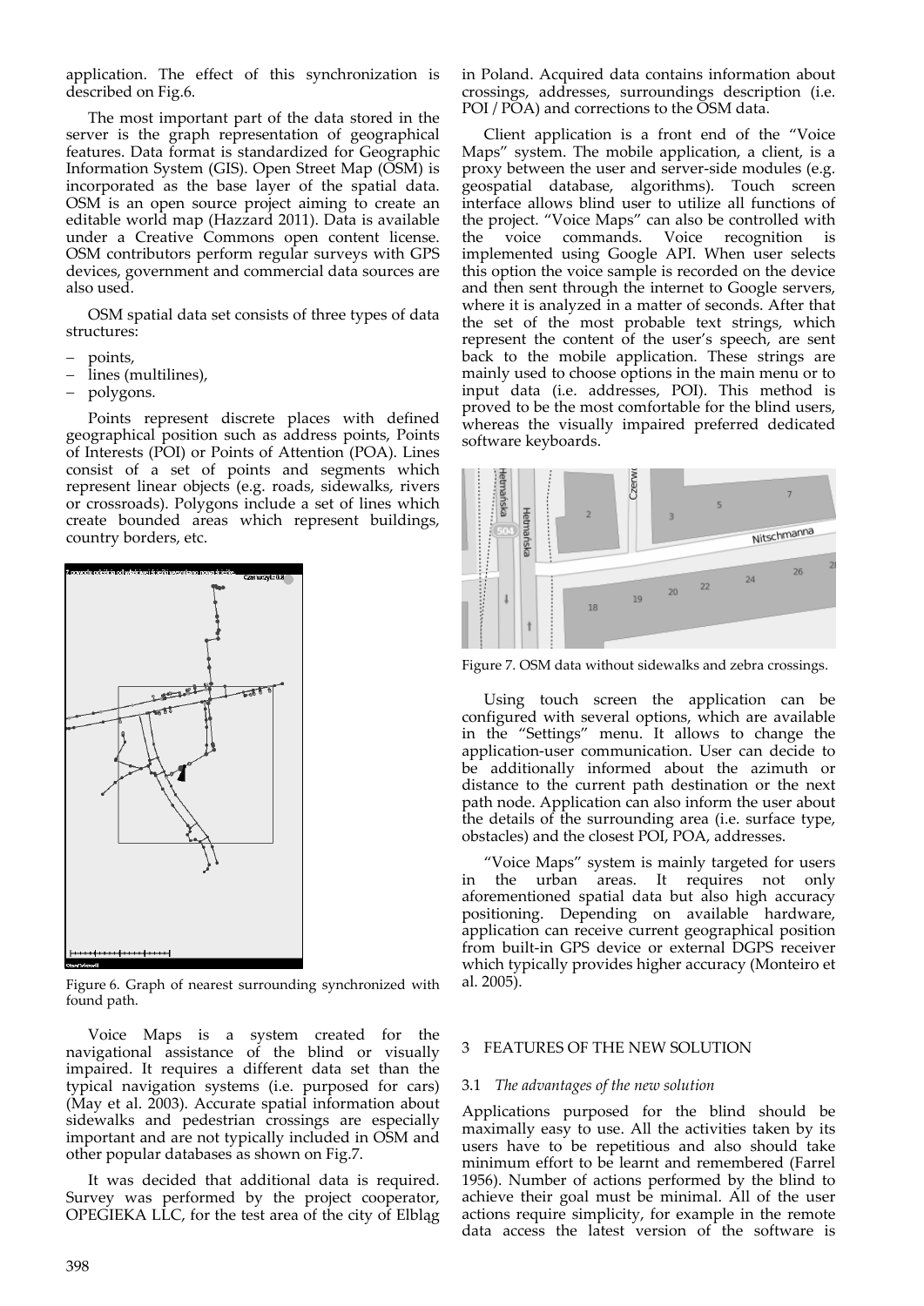application. The effect of this synchronization is described on Fig.6.

The most important part of the data stored in the server is the graph representation of geographical features. Data format is standardized for Geographic Information System (GIS). Open Street Map (OSM) is incorporated as the base layer of the spatial data. OSM is an open source project aiming to create an editable world map (Hazzard 2011). Data is available under a Creative Commons open content license. OSM contributors perform regular surveys with GPS devices, government and commercial data sources are also used.

OSM spatial data set consists of three types of data structures:

- points,
- lines (multilines),
- polygons.

Points represent discrete places with defined geographical position such as address points, Points of Interests (POI) or Points of Attention (POA). Lines consist of a set of points and segments which represent linear objects (e.g. roads, sidewalks, rivers or crossroads). Polygons include a set of lines which create bounded areas which represent buildings, country borders, etc.

Figure 6. Graph of nearest surrounding synchronized with found path.

Voice Maps is a system created for the navigational assistance of the blind or visually impaired. It requires a different data set than the typical navigation systems (i.e. purposed for cars) (May et al. 2003). Accurate spatial information about sidewalks and pedestrian crossings are especially important and are not typically included in OSM and other popular databases as shown on Fig.7.

It was decided that additional data is required. Survey was performed by the project cooperator, OPEGIEKA LLC, for the test area of the city of Elbląg in Poland. Acquired data contains information about crossings, addresses, surroundings description (i.e. POI / POA) and corrections to the OSM data.

Client application is a front end of the "Voice Maps" system. The mobile application, a client, is a proxy between the user and server-side modules (e.g. geospatial database, algorithms). Touch screen interface allows blind user to utilize all functions of the project. "Voice Maps" can also be controlled with the voice commands. Voice recognition is implemented using Google API. When user selects this option the voice sample is recorded on the device and then sent through the internet to Google servers, where it is analyzed in a matter of seconds. After that the set of the most probable text strings, which represent the content of the user's speech, are sent back to the mobile application. These strings are mainly used to choose options in the main menu or to input data (i.e. addresses, POI). This method is proved to be the most comfortable for the blind users, whereas the visually impaired preferred dedicated software keyboards.

Figure 7. OSM data without sidewalks and zebra crossings.

Using touch screen the application can be configured with several options, which are available in the "Settings" menu. It allows to change the application-user communication. User can decide to be additionally informed about the azimuth or distance to the current path destination or the next path node. Application can also inform the user about the details of the surrounding area (i.e. surface type, obstacles) and the closest POI, POA, addresses.

"Voice Maps" system is mainly targeted for users in the urban areas. It requires not only aforementioned spatial data but also high accuracy positioning. Depending on available hardware, application can receive current geographical position from built-in GPS device or external DGPS receiver which typically provides higher accuracy (Monteiro et al. 2005).

## 3 FEATURES OF THE NEW SOLUTION

### 3.1 *The advantages of the new solution*

Applications purposed for the blind should be maximally easy to use. All the activities taken by its users have to be repetitious and also should take minimum effort to be learnt and remembered (Farrel 1956). Number of actions performed by the blind to achieve their goal must be minimal. All of the user actions require simplicity, for example in the remote data access the latest version of the software is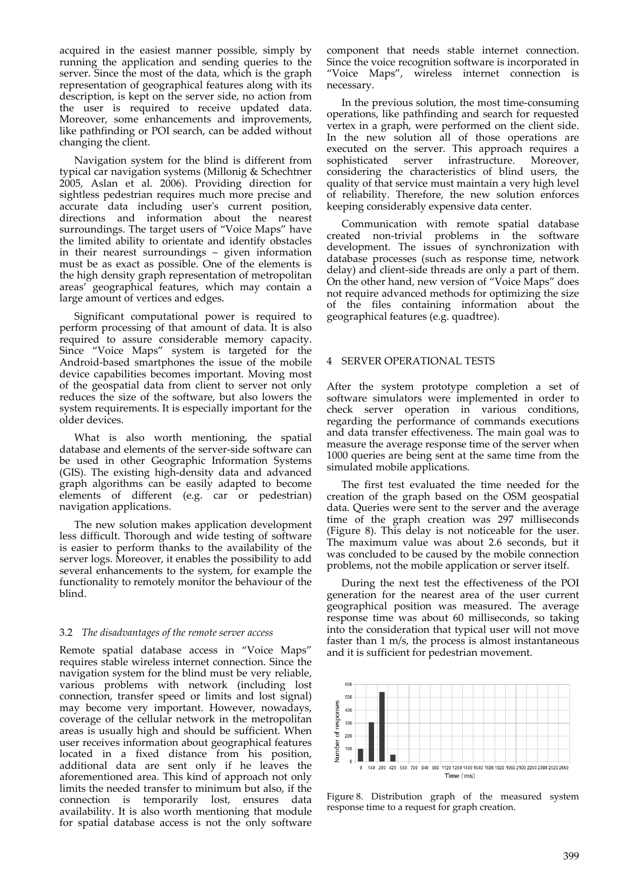acquired in the easiest manner possible, simply by running the application and sending queries to the server. Since the most of the data, which is the graph representation of geographical features along with its description, is kept on the server side, no action from the user is required to receive updated data. Moreover, some enhancements and improvements, like pathfinding or POI search, can be added without changing the client.

Navigation system for the blind is different from typical car navigation systems (Millonig & Schechtner 2005, Aslan et al. 2006). Providing direction for sightless pedestrian requires much more precise and accurate data including user's current position, directions and information about the nearest surroundings. The target users of "Voice Maps" have the limited ability to orientate and identify obstacles in their nearest surroundings – given information must be as exact as possible. One of the elements is the high density graph representation of metropolitan areas' geographical features, which may contain a large amount of vertices and edges.

Significant computational power is required to perform processing of that amount of data. It is also required to assure considerable memory capacity. Since "Voice Maps" system is targeted for the Android-based smartphones the issue of the mobile device capabilities becomes important. Moving most of the geospatial data from client to server not only reduces the size of the software, but also lowers the system requirements. It is especially important for the older devices.

What is also worth mentioning, the spatial database and elements of the server-side software can be used in other Geographic Information Systems (GIS). The existing high-density data and advanced graph algorithms can be easily adapted to become elements of different (e.g. car or pedestrian) navigation applications.

The new solution makes application development less difficult. Thorough and wide testing of software is easier to perform thanks to the availability of the server logs. Moreover, it enables the possibility to add several enhancements to the system, for example the functionality to remotely monitor the behaviour of the blind.

### 3.2 *The disadvantages of the remote server access*

Remote spatial database access in "Voice Maps" requires stable wireless internet connection. Since the navigation system for the blind must be very reliable, various problems with network (including lost connection, transfer speed or limits and lost signal) may become very important. However, nowadays, coverage of the cellular network in the metropolitan areas is usually high and should be sufficient. When user receives information about geographical features located in a fixed distance from his position, additional data are sent only if he leaves the aforementioned area. This kind of approach not only limits the needed transfer to minimum but also, if the connection is temporarily lost, ensures data availability. It is also worth mentioning that module for spatial database access is not the only software component that needs stable internet connection. Since the voice recognition software is incorporated in "Voice Maps", wireless internet connection is necessary.

In the previous solution, the most time-consuming operations, like pathfinding and search for requested vertex in a graph, were performed on the client side. In the new solution all of those operations are executed on the server. This approach requires a sophisticated server infrastructure. Moreover, considering the characteristics of blind users, the quality of that service must maintain a very high level of reliability. Therefore, the new solution enforces keeping considerably expensive data center.

Communication with remote spatial database created non-trivial problems in the software development. The issues of synchronization with database processes (such as response time, network delay) and client-side threads are only a part of them. On the other hand, new version of "Voice Maps" does not require advanced methods for optimizing the size of the files containing information about the geographical features (e.g. quadtree).

## 4 SERVER OPERATIONAL TESTS

After the system prototype completion a set of software simulators were implemented in order to check server operation in various conditions, regarding the performance of commands executions and data transfer effectiveness. The main goal was to measure the average response time of the server when 1000 queries are being sent at the same time from the simulated mobile applications.

The first test evaluated the time needed for the creation of the graph based on the OSM geospatial data. Queries were sent to the server and the average time of the graph creation was 297 milliseconds (Figure 8). This delay is not noticeable for the user. The maximum value was about 2.6 seconds, but it was concluded to be caused by the mobile connection problems, not the mobile application or server itself.

During the next test the effectiveness of the POI generation for the nearest area of the user current geographical position was measured. The average response time was about 60 milliseconds, so taking into the consideration that typical user will not move faster than 1 m/s, the process is almost instantaneous and it is sufficient for pedestrian movement.

Figure 8. Distribution graph of the measured system response time to a request for graph creation.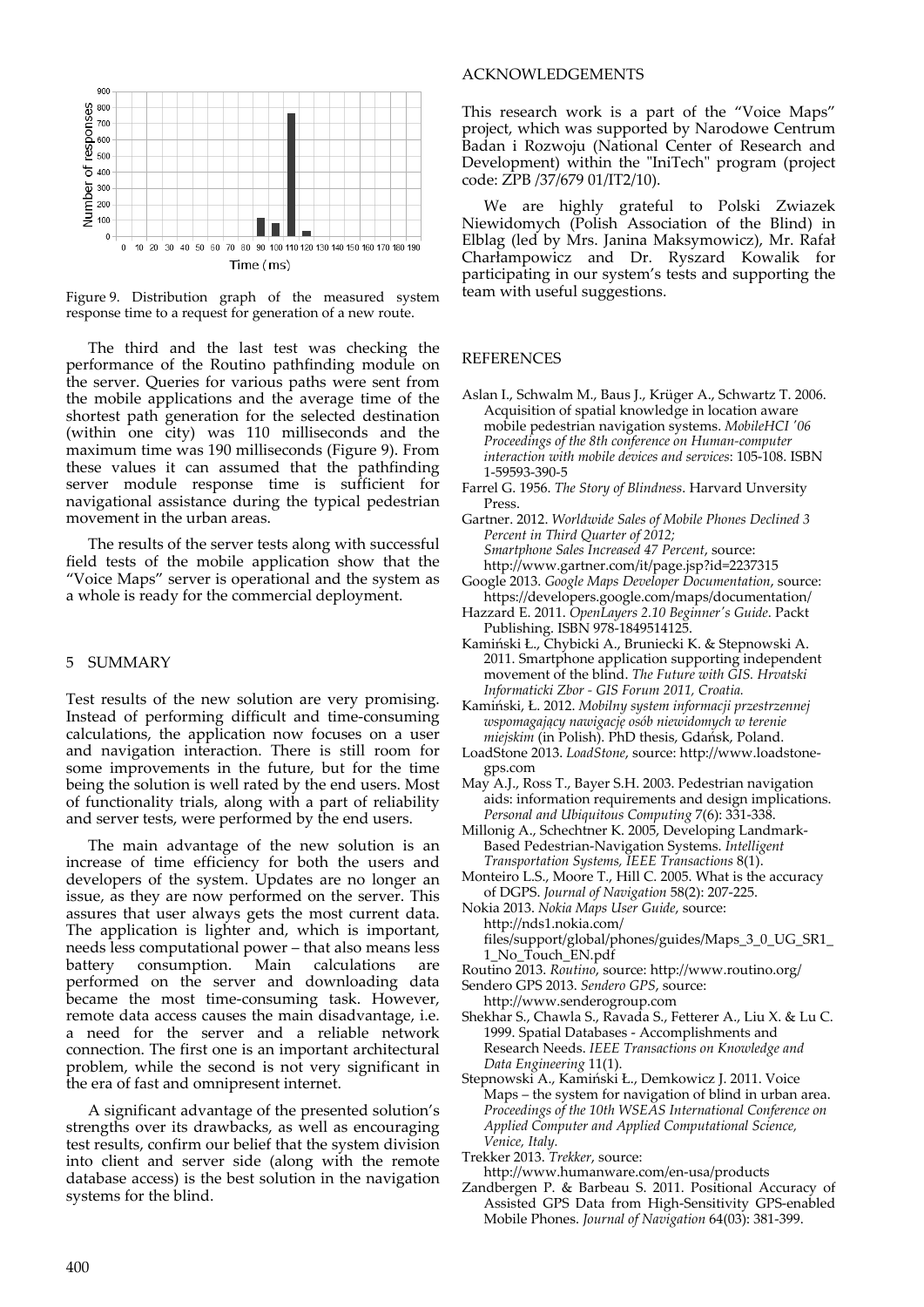900
800
700
600
500
400
300
200
100
0

Number of responses

0 10 20 30 40 50 60 70 80 90 100 110 120 130 140 150 160 170 180 190

Time (ms)

Figure 9. Distribution graph of the measured system response time to a request for generation of a new route.

The third and the last test was checking the performance of the Routino pathfinding module on the server. Queries for various paths were sent from the mobile applications and the average time of the shortest path generation for the selected destination (within one city) was 110 milliseconds and the maximum time was 190 milliseconds (Figure 9). From these values it can assumed that the pathfinding server module response time is sufficient for navigational assistance during the typical pedestrian movement in the urban areas.

The results of the server tests along with successful field tests of the mobile application show that the "Voice Maps" server is operational and the system as a whole is ready for the commercial deployment.

## 5 SUMMARY

Test results of the new solution are very promising. Instead of performing difficult and time-consuming calculations, the application now focuses on a user and navigation interaction. There is still room for some improvements in the future, but for the time being the solution is well rated by the end users. Most of functionality trials, along with a part of reliability and server tests, were performed by the end users.

The main advantage of the new solution is an increase of time efficiency for both the users and developers of the system. Updates are no longer an issue, as they are now performed on the server. This assures that user always gets the most current data. The application is lighter and, which is important, needs less computational power – that also means less battery consumption. Main calculations are performed on the server and downloading data became the most time-consuming task. However, remote data access causes the main disadvantage, i.e. a need for the server and a reliable network connection. The first one is an important architectural problem, while the second is not very significant in the era of fast and omnipresent internet.

A significant advantage of the presented solution's strengths over its drawbacks, as well as encouraging test results, confirm our belief that the system division into client and server side (along with the remote database access) is the best solution in the navigation systems for the blind.

## ACKNOWLEDGEMENTS

This research work is a part of the "Voice Maps" project, which was supported by Narodowe Centrum Badan i Rozwoju (National Center of Research and Development) within the "IniTech" program (project code: ZPB /37/679 01/IT2/10).

We are highly grateful to Polski Zwiazek Niewidomych (Polish Association of the Blind) in Elblag (led by Mrs. Janina Maksymowicz), Mr. Rafał Charłampowicz and Dr. Ryszard Kowalik for participating in our system's tests and supporting the team with useful suggestions.

## REFERENCES

Aslan I., Schwalm M., Baus J., Krüger A., Schwartz T. 2006. Acquisition of spatial knowledge in location aware mobile pedestrian navigation systems. *MobileHCI '06 Proceedings of the 8th conference on Human-computer interaction with mobile devices and services*: 105-108. ISBN 1-59593-390-5

Farrel G. 1956. *The Story of Blindness*. Harvard Unversity Press.

Gartner. 2012. *Worldwide Sales of Mobile Phones Declined 3 Percent in Third Quarter of 2012; Smartphone Sales Increased 47 Percent*, source: http://www.gartner.com/it/page.jsp?id=2237315

Google 2013. *Google Maps Developer Documentation*, source: https://developers.google.com/maps/documentation/

Hazzard E. 2011. *OpenLayers 2.10 Beginner's Guide*. Packt Publishing. ISBN 978-1849514125.

Kamiński Ł., Chybicki A., Bruniecki K. & Stepnowski A. 2011. Smartphone application supporting independent movement of the blind. *The Future with GIS. Hrvatski Informaticki Zbor - GIS Forum 2011, Croatia.*

Kamiński, Ł. 2012. *Mobilny system informacji przestrzennej wspomagający nawigację osób niewidomych w terenie miejskim* (in Polish). PhD thesis, Gdańsk, Poland.

LoadStone 2013. *LoadStone*, source: http://www.loadstone-gps.com

May A.J., Ross T., Bayer S.H. 2003. Pedestrian navigation aids: information requirements and design implications. *Personal and Ubiquitous Computing* 7(6): 331-338.

Millonig A., Schechtner K. 2005, Developing Landmark-Based Pedestrian-Navigation Systems. *Intelligent Transportation Systems, IEEE Transactions* 8(1).

Monteiro L.S., Moore T., Hill C. 2005. What is the accuracy of DGPS. *Journal of Navigation* 58(2): 207-225.

Nokia 2013. *Nokia Maps User Guide*, source: http://nds1.nokia.com/files/support/global/phones/guides/Maps_3_0_UG_SR1_1_No_Touch_EN.pdf

Routino 2013. *Routino*, source: http://www.routino.org/

Sendero GPS 2013. *Sendero GPS*, source: http://www.senderogroup.com

Shekhar S., Chawla S., Ravada S., Fetterer A., Liu X. & Lu C. 1999. Spatial Databases - Accomplishments and Research Needs. *IEEE Transactions on Knowledge and Data Engineering* 11(1).

Stepnowski A., Kamiński Ł., Demkowicz J. 2011. Voice Maps – the system for navigation of blind in urban area. *Proceedings of the 10th WSEAS International Conference on Applied Computer and Applied Computational Science, Venice, Italy.*

Trekker 2013. *Trekker*, source: http://www.humanware.com/en-usa/products

Zandbergen P. & Barbeau S. 2011. Positional Accuracy of Assisted GPS Data from High-Sensitivity GPS-enabled Mobile Phones. *Journal of Navigation* 64(03): 381-399.